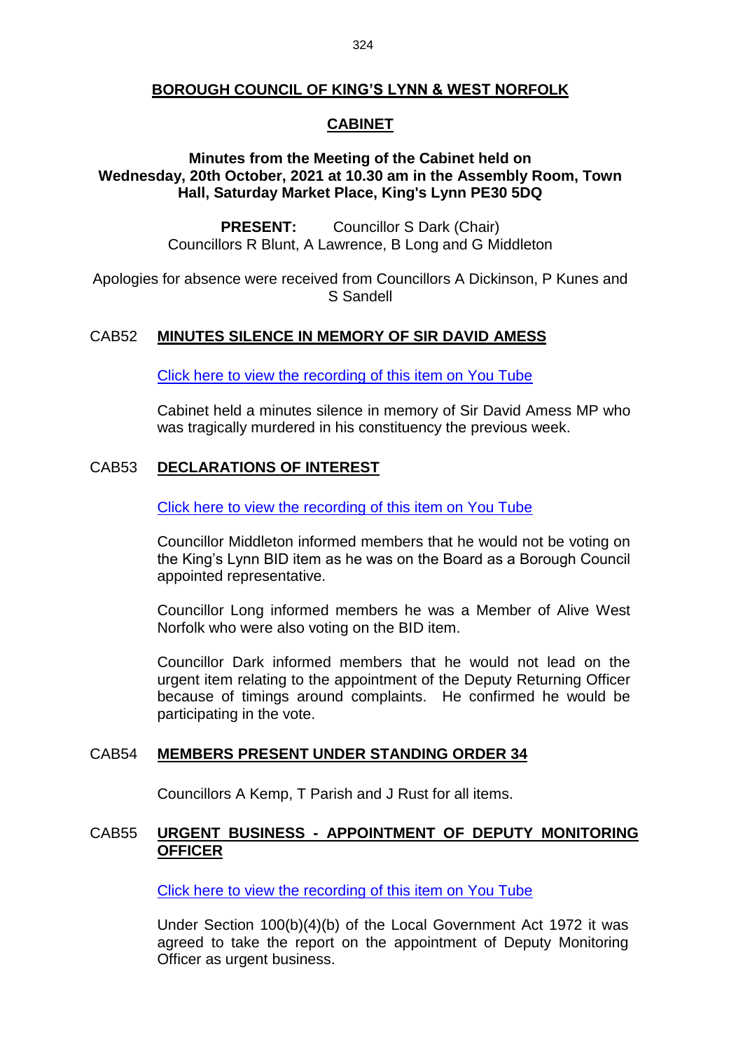# BOROUGH COUNCIL OF KING'S LYNN & WEST NORFOLK

## CABINET

**Minutes from the Meeting of the Cabinet held on Wednesday, 20th October, 2021 at 10.30 am in the Assembly Room, Town Hall, Saturday Market Place, King's Lynn PE30 5DQ**

**PRESENT:** Councillor S Dark (Chair)
Councillors R Blunt, A Lawrence, B Long and G Middleton

Apologies for absence were received from Councillors A Dickinson, P Kunes and S Sandell

### CAB52 MINUTES SILENCE IN MEMORY OF SIR DAVID AMESS

Click here to view the recording of this item on You Tube

Cabinet held a minutes silence in memory of Sir David Amess MP who was tragically murdered in his constituency the previous week.

### CAB53 DECLARATIONS OF INTEREST

Click here to view the recording of this item on You Tube

Councillor Middleton informed members that he would not be voting on the King's Lynn BID item as he was on the Board as a Borough Council appointed representative.

Councillor Long informed members he was a Member of Alive West Norfolk who were also voting on the BID item.

Councillor Dark informed members that he would not lead on the urgent item relating to the appointment of the Deputy Returning Officer because of timings around complaints. He confirmed he would be participating in the vote.

### CAB54 MEMBERS PRESENT UNDER STANDING ORDER 34

Councillors A Kemp, T Parish and J Rust for all items.

### CAB55 URGENT BUSINESS - APPOINTMENT OF DEPUTY MONITORING OFFICER

Click here to view the recording of this item on You Tube

Under Section 100(b)(4)(b) of the Local Government Act 1972 it was agreed to take the report on the appointment of Deputy Monitoring Officer as urgent business.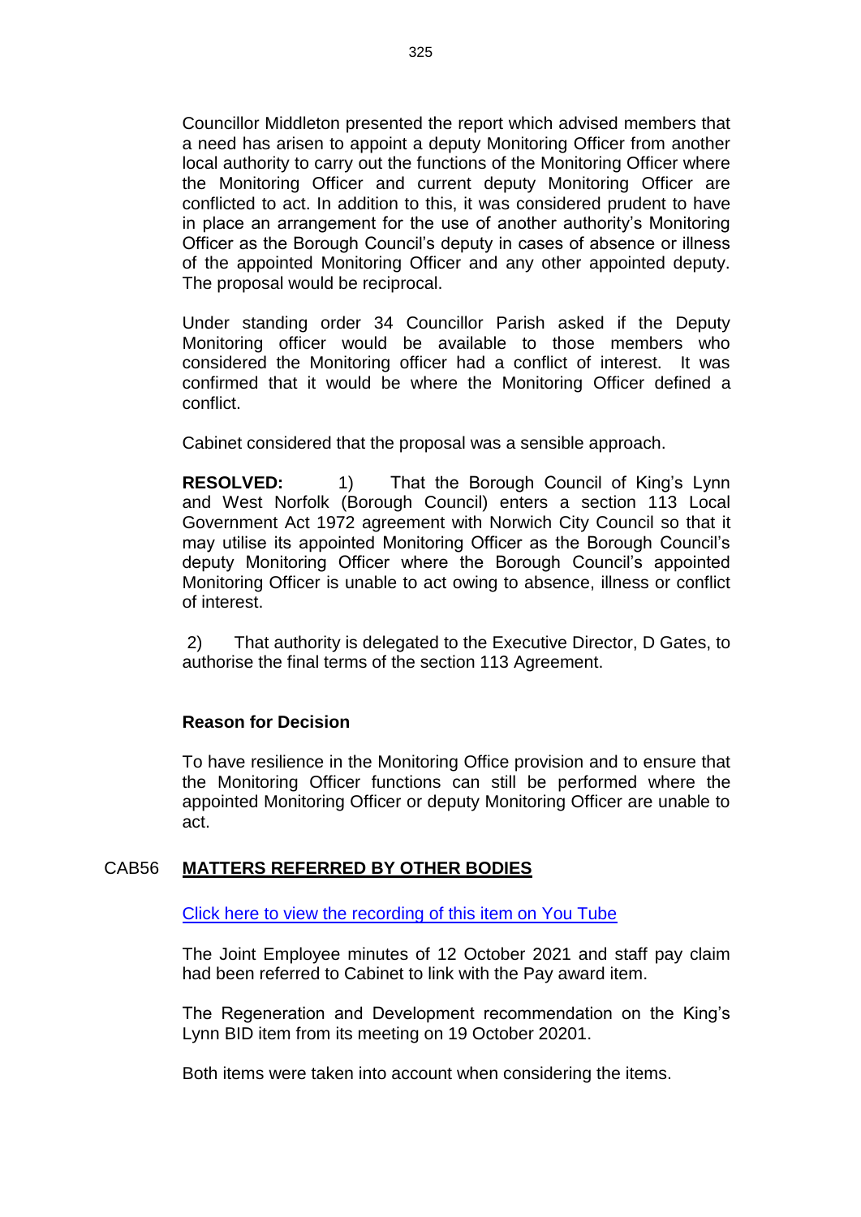Councillor Middleton presented the report which advised members that a need has arisen to appoint a deputy Monitoring Officer from another local authority to carry out the functions of the Monitoring Officer where the Monitoring Officer and current deputy Monitoring Officer are conflicted to act. In addition to this, it was considered prudent to have in place an arrangement for the use of another authority's Monitoring Officer as the Borough Council's deputy in cases of absence or illness of the appointed Monitoring Officer and any other appointed deputy. The proposal would be reciprocal.

Under standing order 34 Councillor Parish asked if the Deputy Monitoring officer would be available to those members who considered the Monitoring officer had a conflict of interest. It was confirmed that it would be where the Monitoring Officer defined a conflict.

Cabinet considered that the proposal was a sensible approach.

**RESOLVED:** 1) That the Borough Council of King's Lynn and West Norfolk (Borough Council) enters a section 113 Local Government Act 1972 agreement with Norwich City Council so that it may utilise its appointed Monitoring Officer as the Borough Council's deputy Monitoring Officer where the Borough Council's appointed Monitoring Officer is unable to act owing to absence, illness or conflict of interest.

2) That authority is delegated to the Executive Director, D Gates, to authorise the final terms of the section 113 Agreement.

**Reason for Decision**

To have resilience in the Monitoring Office provision and to ensure that the Monitoring Officer functions can still be performed where the appointed Monitoring Officer or deputy Monitoring Officer are unable to act.

## CAB56 MATTERS REFERRED BY OTHER BODIES

[Click here to view the recording of this item on You Tube]

The Joint Employee minutes of 12 October 2021 and staff pay claim had been referred to Cabinet to link with the Pay award item.

The Regeneration and Development recommendation on the King's Lynn BID item from its meeting on 19 October 20201.

Both items were taken into account when considering the items.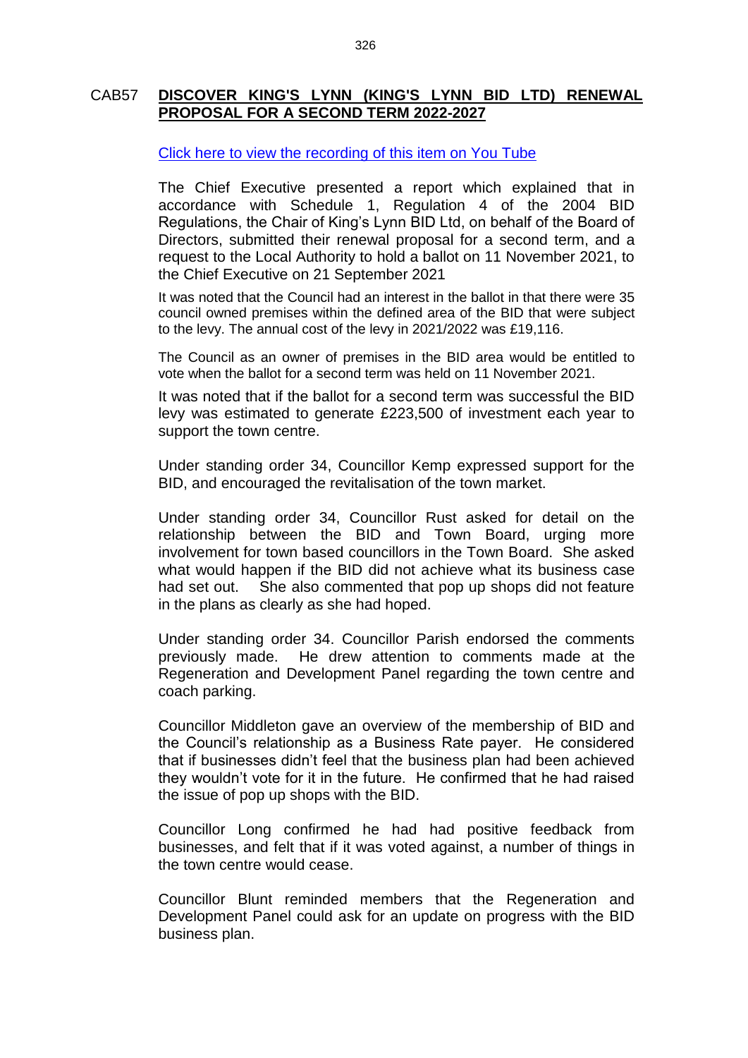CAB57 **DISCOVER KING'S LYNN (KING'S LYNN BID LTD) RENEWAL PROPOSAL FOR A SECOND TERM 2022-2027**

Click here to view the recording of this item on You Tube

The Chief Executive presented a report which explained that in accordance with Schedule 1, Regulation 4 of the 2004 BID Regulations, the Chair of King's Lynn BID Ltd, on behalf of the Board of Directors, submitted their renewal proposal for a second term, and a request to the Local Authority to hold a ballot on 11 November 2021, to the Chief Executive on 21 September 2021

It was noted that the Council had an interest in the ballot in that there were 35 council owned premises within the defined area of the BID that were subject to the levy. The annual cost of the levy in 2021/2022 was £19,116.

The Council as an owner of premises in the BID area would be entitled to vote when the ballot for a second term was held on 11 November 2021.

It was noted that if the ballot for a second term was successful the BID levy was estimated to generate £223,500 of investment each year to support the town centre.

Under standing order 34, Councillor Kemp expressed support for the BID, and encouraged the revitalisation of the town market.

Under standing order 34, Councillor Rust asked for detail on the relationship between the BID and Town Board, urging more involvement for town based councillors in the Town Board. She asked what would happen if the BID did not achieve what its business case had set out. She also commented that pop up shops did not feature in the plans as clearly as she had hoped.

Under standing order 34. Councillor Parish endorsed the comments previously made. He drew attention to comments made at the Regeneration and Development Panel regarding the town centre and coach parking.

Councillor Middleton gave an overview of the membership of BID and the Council's relationship as a Business Rate payer. He considered that if businesses didn't feel that the business plan had been achieved they wouldn't vote for it in the future. He confirmed that he had raised the issue of pop up shops with the BID.

Councillor Long confirmed he had had positive feedback from businesses, and felt that if it was voted against, a number of things in the town centre would cease.

Councillor Blunt reminded members that the Regeneration and Development Panel could ask for an update on progress with the BID business plan.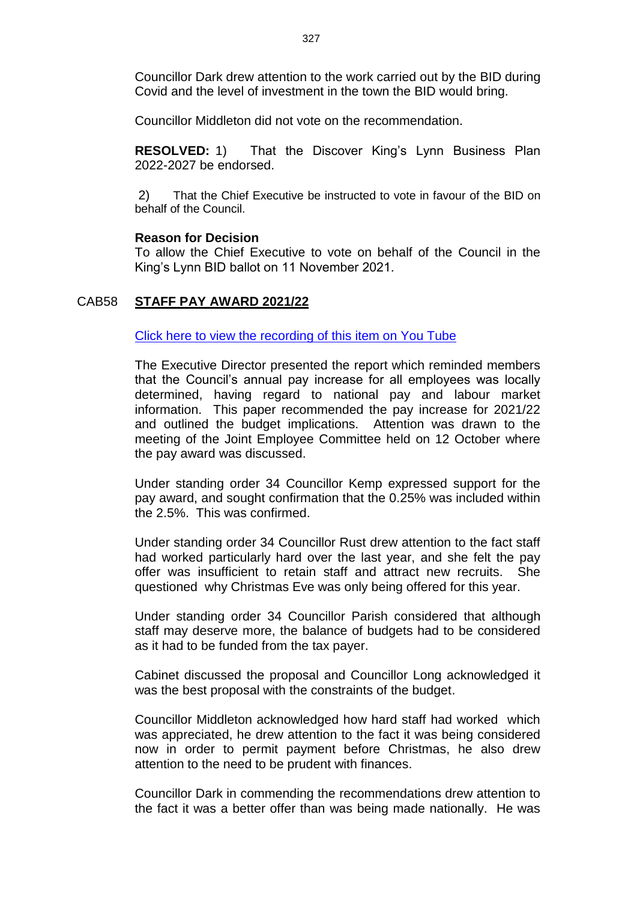Councillor Dark drew attention to the work carried out by the BID during Covid and the level of investment in the town the BID would bring.

Councillor Middleton did not vote on the recommendation.

**RESOLVED:** 1) That the Discover King's Lynn Business Plan 2022-2027 be endorsed.

2) That the Chief Executive be instructed to vote in favour of the BID on behalf of the Council.

**Reason for Decision**
To allow the Chief Executive to vote on behalf of the Council in the King's Lynn BID ballot on 11 November 2021.

## CAB58 STAFF PAY AWARD 2021/22

[Click here to view the recording of this item on You Tube]

The Executive Director presented the report which reminded members that the Council's annual pay increase for all employees was locally determined, having regard to national pay and labour market information. This paper recommended the pay increase for 2021/22 and outlined the budget implications. Attention was drawn to the meeting of the Joint Employee Committee held on 12 October where the pay award was discussed.

Under standing order 34 Councillor Kemp expressed support for the pay award, and sought confirmation that the 0.25% was included within the 2.5%. This was confirmed.

Under standing order 34 Councillor Rust drew attention to the fact staff had worked particularly hard over the last year, and she felt the pay offer was insufficient to retain staff and attract new recruits. She questioned why Christmas Eve was only being offered for this year.

Under standing order 34 Councillor Parish considered that although staff may deserve more, the balance of budgets had to be considered as it had to be funded from the tax payer.

Cabinet discussed the proposal and Councillor Long acknowledged it was the best proposal with the constraints of the budget.

Councillor Middleton acknowledged how hard staff had worked which was appreciated, he drew attention to the fact it was being considered now in order to permit payment before Christmas, he also drew attention to the need to be prudent with finances.

Councillor Dark in commending the recommendations drew attention to the fact it was a better offer than was being made nationally. He was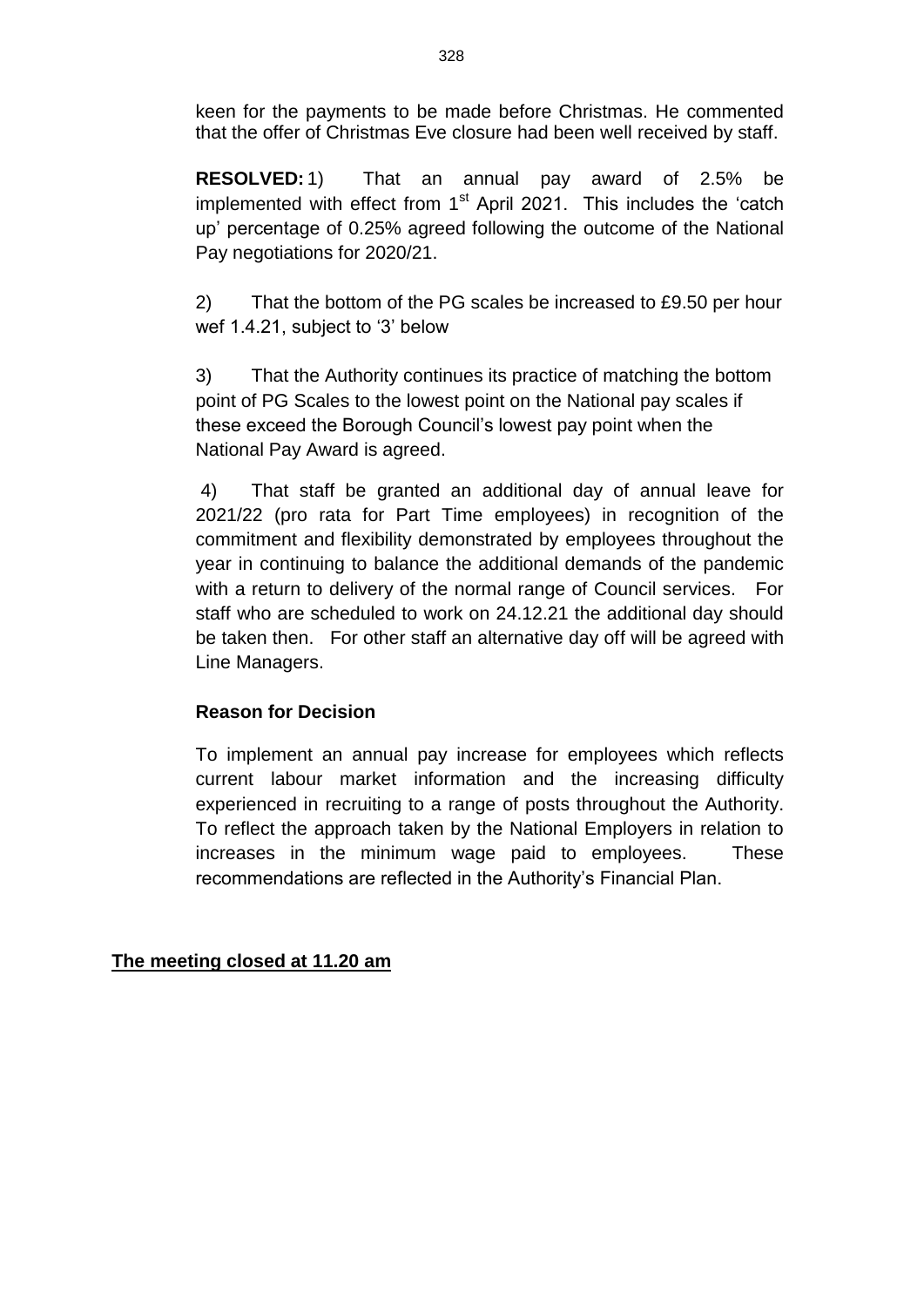keen for the payments to be made before Christmas. He commented that the offer of Christmas Eve closure had been well received by staff.

**RESOLVED:** 1) That an annual pay award of 2.5% be implemented with effect from 1st April 2021. This includes the 'catch up' percentage of 0.25% agreed following the outcome of the National Pay negotiations for 2020/21.

2) That the bottom of the PG scales be increased to £9.50 per hour wef 1.4.21, subject to '3' below

3) That the Authority continues its practice of matching the bottom point of PG Scales to the lowest point on the National pay scales if these exceed the Borough Council's lowest pay point when the National Pay Award is agreed.

4) That staff be granted an additional day of annual leave for 2021/22 (pro rata for Part Time employees) in recognition of the commitment and flexibility demonstrated by employees throughout the year in continuing to balance the additional demands of the pandemic with a return to delivery of the normal range of Council services. For staff who are scheduled to work on 24.12.21 the additional day should be taken then. For other staff an alternative day off will be agreed with Line Managers.

**Reason for Decision**

To implement an annual pay increase for employees which reflects current labour market information and the increasing difficulty experienced in recruiting to a range of posts throughout the Authority. To reflect the approach taken by the National Employers in relation to increases in the minimum wage paid to employees. These recommendations are reflected in the Authority's Financial Plan.

**The meeting closed at 11.20 am**